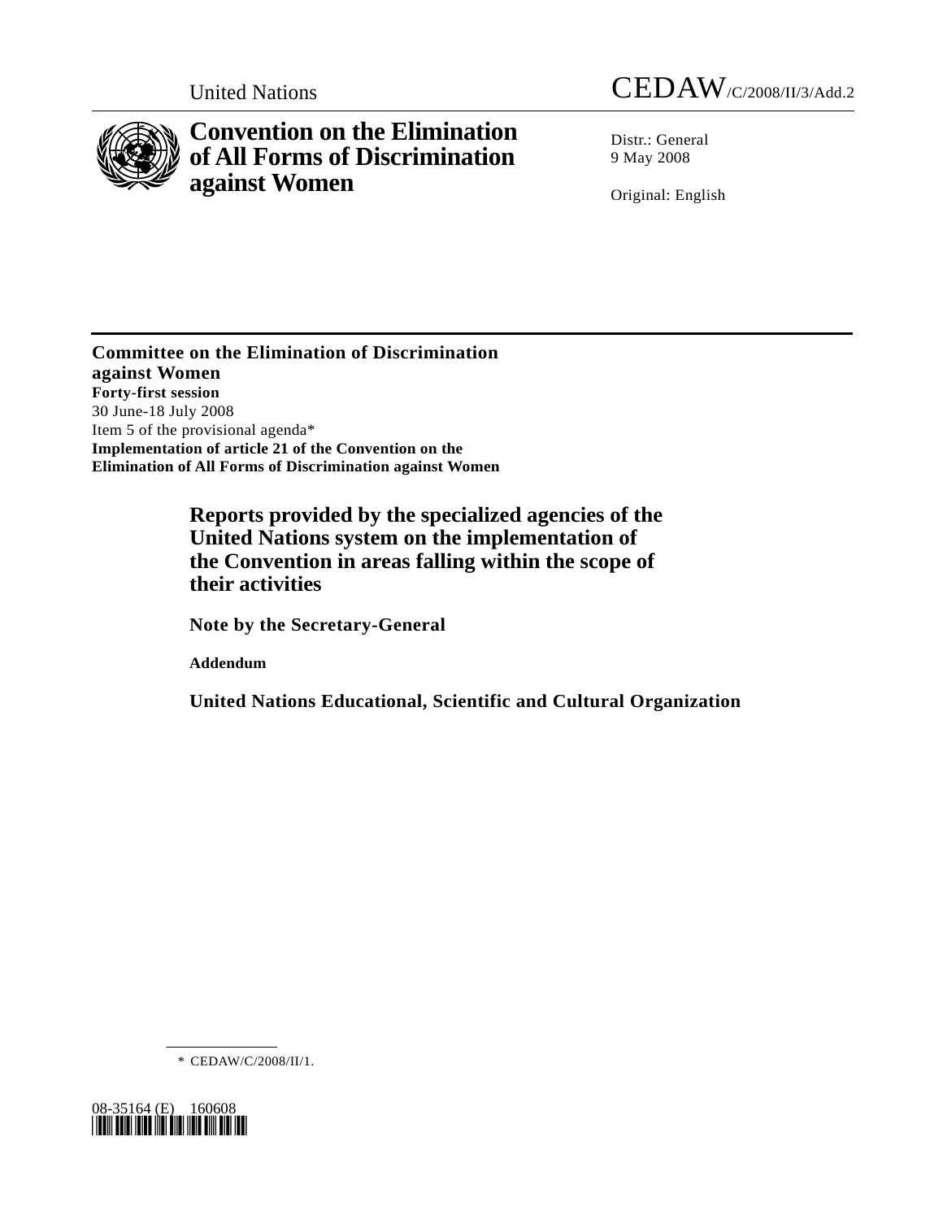United Nations

CEDAW/C/2008/II/3/Add.2

# Convention on the Elimination of All Forms of Discrimination against Women

Distr.: General
9 May 2008

Original: English

**Committee on the Elimination of Discrimination against Women**
**Forty-first session**
30 June-18 July 2008
Item 5 of the provisional agenda*
**Implementation of article 21 of the Convention on the Elimination of All Forms of Discrimination against Women**

## Reports provided by the specialized agencies of the United Nations system on the implementation of the Convention in areas falling within the scope of their activities

**Note by the Secretary-General**

**Addendum**

**United Nations Educational, Scientific and Cultural Organization**

\* CEDAW/C/2008/II/1.

08-35164 (E) 160608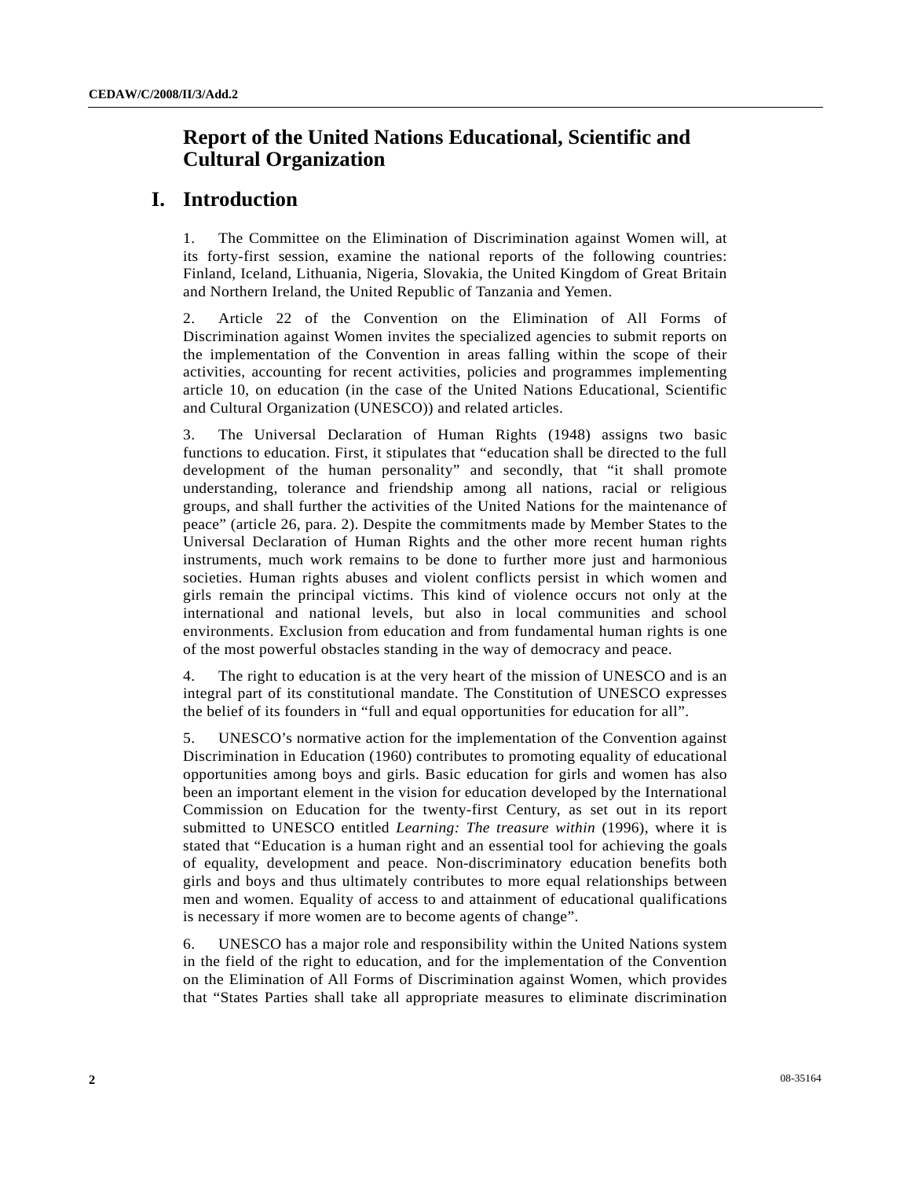# Report of the United Nations Educational, Scientific and Cultural Organization

## I. Introduction

1. The Committee on the Elimination of Discrimination against Women will, at its forty-first session, examine the national reports of the following countries: Finland, Iceland, Lithuania, Nigeria, Slovakia, the United Kingdom of Great Britain and Northern Ireland, the United Republic of Tanzania and Yemen.

2. Article 22 of the Convention on the Elimination of All Forms of Discrimination against Women invites the specialized agencies to submit reports on the implementation of the Convention in areas falling within the scope of their activities, accounting for recent activities, policies and programmes implementing article 10, on education (in the case of the United Nations Educational, Scientific and Cultural Organization (UNESCO)) and related articles.

3. The Universal Declaration of Human Rights (1948) assigns two basic functions to education. First, it stipulates that "education shall be directed to the full development of the human personality" and secondly, that "it shall promote understanding, tolerance and friendship among all nations, racial or religious groups, and shall further the activities of the United Nations for the maintenance of peace" (article 26, para. 2). Despite the commitments made by Member States to the Universal Declaration of Human Rights and the other more recent human rights instruments, much work remains to be done to further more just and harmonious societies. Human rights abuses and violent conflicts persist in which women and girls remain the principal victims. This kind of violence occurs not only at the international and national levels, but also in local communities and school environments. Exclusion from education and from fundamental human rights is one of the most powerful obstacles standing in the way of democracy and peace.

4. The right to education is at the very heart of the mission of UNESCO and is an integral part of its constitutional mandate. The Constitution of UNESCO expresses the belief of its founders in "full and equal opportunities for education for all".

5. UNESCO's normative action for the implementation of the Convention against Discrimination in Education (1960) contributes to promoting equality of educational opportunities among boys and girls. Basic education for girls and women has also been an important element in the vision for education developed by the International Commission on Education for the twenty-first Century, as set out in its report submitted to UNESCO entitled *Learning: The treasure within* (1996), where it is stated that "Education is a human right and an essential tool for achieving the goals of equality, development and peace. Non-discriminatory education benefits both girls and boys and thus ultimately contributes to more equal relationships between men and women. Equality of access to and attainment of educational qualifications is necessary if more women are to become agents of change".

6. UNESCO has a major role and responsibility within the United Nations system in the field of the right to education, and for the implementation of the Convention on the Elimination of All Forms of Discrimination against Women, which provides that "States Parties shall take all appropriate measures to eliminate discrimination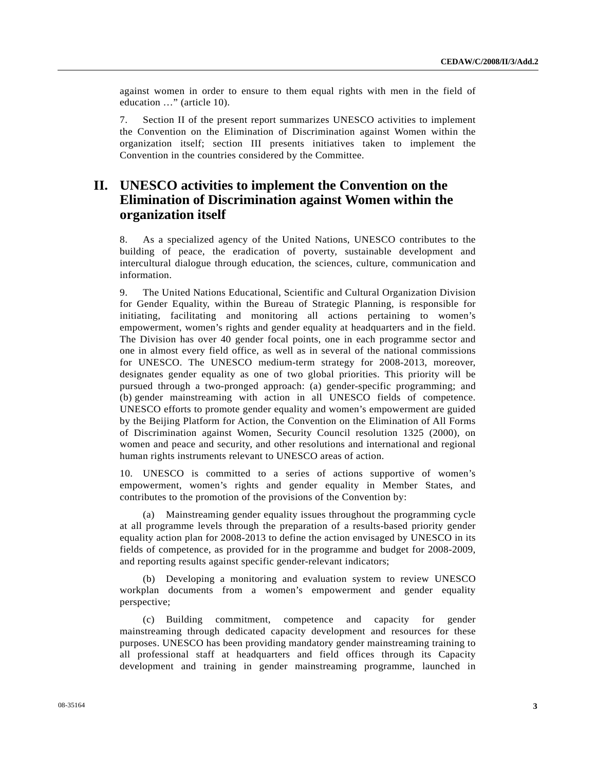against women in order to ensure to them equal rights with men in the field of education …" (article 10).

7. Section II of the present report summarizes UNESCO activities to implement the Convention on the Elimination of Discrimination against Women within the organization itself; section III presents initiatives taken to implement the Convention in the countries considered by the Committee.

## II. UNESCO activities to implement the Convention on the Elimination of Discrimination against Women within the organization itself

8. As a specialized agency of the United Nations, UNESCO contributes to the building of peace, the eradication of poverty, sustainable development and intercultural dialogue through education, the sciences, culture, communication and information.

9. The United Nations Educational, Scientific and Cultural Organization Division for Gender Equality, within the Bureau of Strategic Planning, is responsible for initiating, facilitating and monitoring all actions pertaining to women's empowerment, women's rights and gender equality at headquarters and in the field. The Division has over 40 gender focal points, one in each programme sector and one in almost every field office, as well as in several of the national commissions for UNESCO. The UNESCO medium-term strategy for 2008-2013, moreover, designates gender equality as one of two global priorities. This priority will be pursued through a two-pronged approach: (a) gender-specific programming; and (b) gender mainstreaming with action in all UNESCO fields of competence. UNESCO efforts to promote gender equality and women's empowerment are guided by the Beijing Platform for Action, the Convention on the Elimination of All Forms of Discrimination against Women, Security Council resolution 1325 (2000), on women and peace and security, and other resolutions and international and regional human rights instruments relevant to UNESCO areas of action.

10. UNESCO is committed to a series of actions supportive of women's empowerment, women's rights and gender equality in Member States, and contributes to the promotion of the provisions of the Convention by:

(a) Mainstreaming gender equality issues throughout the programming cycle at all programme levels through the preparation of a results-based priority gender equality action plan for 2008-2013 to define the action envisaged by UNESCO in its fields of competence, as provided for in the programme and budget for 2008-2009, and reporting results against specific gender-relevant indicators;

(b) Developing a monitoring and evaluation system to review UNESCO workplan documents from a women's empowerment and gender equality perspective;

(c) Building commitment, competence and capacity for gender mainstreaming through dedicated capacity development and resources for these purposes. UNESCO has been providing mandatory gender mainstreaming training to all professional staff at headquarters and field offices through its Capacity development and training in gender mainstreaming programme, launched in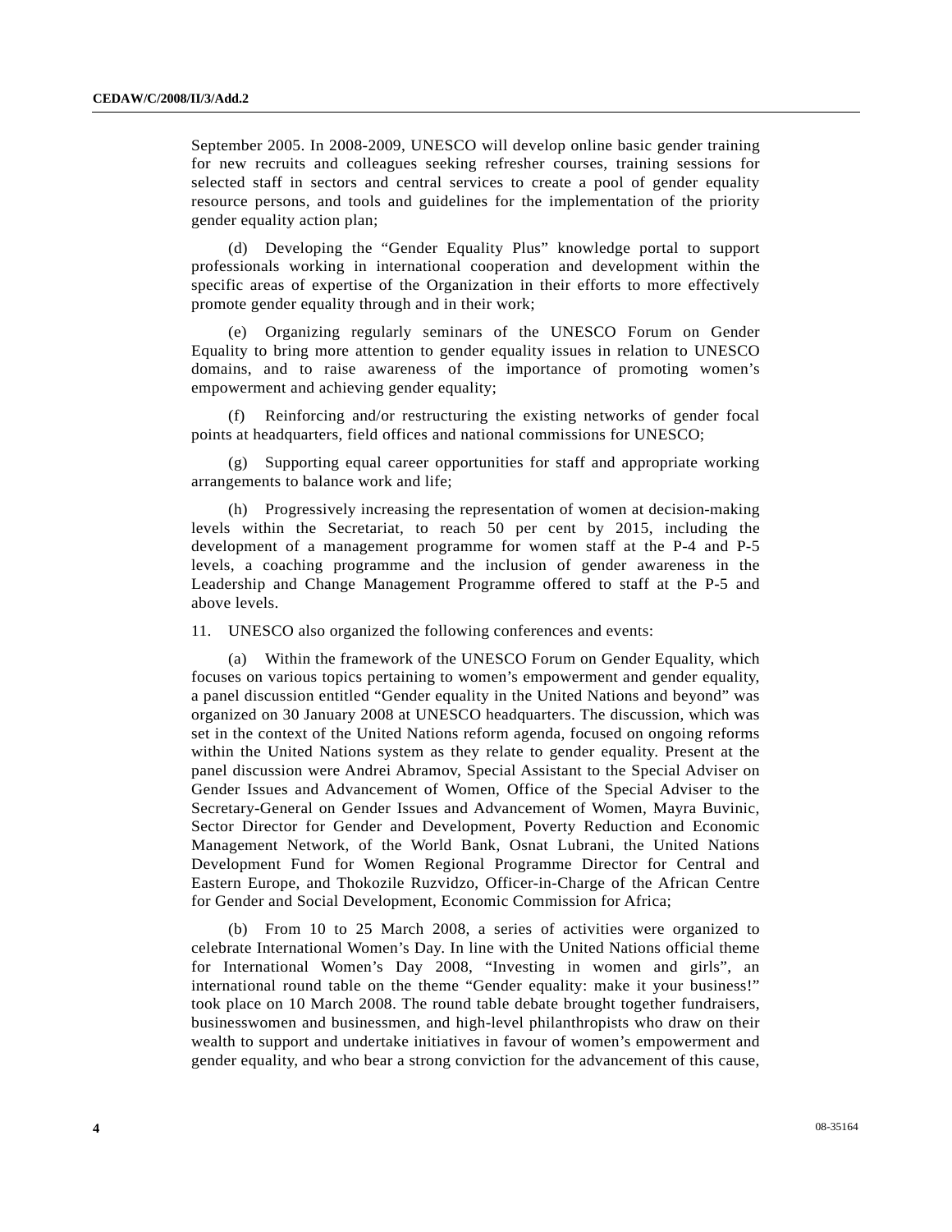September 2005. In 2008-2009, UNESCO will develop online basic gender training for new recruits and colleagues seeking refresher courses, training sessions for selected staff in sectors and central services to create a pool of gender equality resource persons, and tools and guidelines for the implementation of the priority gender equality action plan;

(d) Developing the "Gender Equality Plus" knowledge portal to support professionals working in international cooperation and development within the specific areas of expertise of the Organization in their efforts to more effectively promote gender equality through and in their work;

(e) Organizing regularly seminars of the UNESCO Forum on Gender Equality to bring more attention to gender equality issues in relation to UNESCO domains, and to raise awareness of the importance of promoting women's empowerment and achieving gender equality;

(f) Reinforcing and/or restructuring the existing networks of gender focal points at headquarters, field offices and national commissions for UNESCO;

(g) Supporting equal career opportunities for staff and appropriate working arrangements to balance work and life;

(h) Progressively increasing the representation of women at decision-making levels within the Secretariat, to reach 50 per cent by 2015, including the development of a management programme for women staff at the P-4 and P-5 levels, a coaching programme and the inclusion of gender awareness in the Leadership and Change Management Programme offered to staff at the P-5 and above levels.

11. UNESCO also organized the following conferences and events:

(a) Within the framework of the UNESCO Forum on Gender Equality, which focuses on various topics pertaining to women's empowerment and gender equality, a panel discussion entitled "Gender equality in the United Nations and beyond" was organized on 30 January 2008 at UNESCO headquarters. The discussion, which was set in the context of the United Nations reform agenda, focused on ongoing reforms within the United Nations system as they relate to gender equality. Present at the panel discussion were Andrei Abramov, Special Assistant to the Special Adviser on Gender Issues and Advancement of Women, Office of the Special Adviser to the Secretary-General on Gender Issues and Advancement of Women, Mayra Buvinic, Sector Director for Gender and Development, Poverty Reduction and Economic Management Network, of the World Bank, Osnat Lubrani, the United Nations Development Fund for Women Regional Programme Director for Central and Eastern Europe, and Thokozile Ruzvidzo, Officer-in-Charge of the African Centre for Gender and Social Development, Economic Commission for Africa;

(b) From 10 to 25 March 2008, a series of activities were organized to celebrate International Women's Day. In line with the United Nations official theme for International Women's Day 2008, "Investing in women and girls", an international round table on the theme "Gender equality: make it your business!" took place on 10 March 2008. The round table debate brought together fundraisers, businesswomen and businessmen, and high-level philanthropists who draw on their wealth to support and undertake initiatives in favour of women's empowerment and gender equality, and who bear a strong conviction for the advancement of this cause,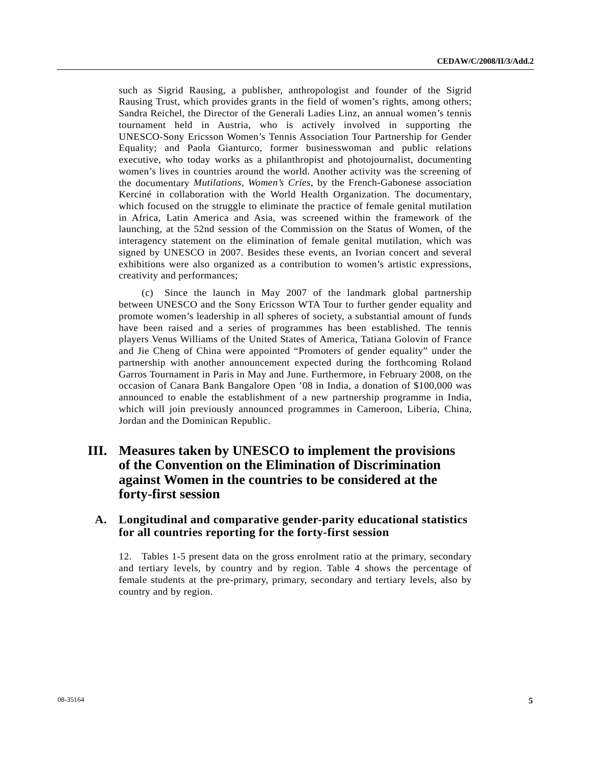such as Sigrid Rausing, a publisher, anthropologist and founder of the Sigrid Rausing Trust, which provides grants in the field of women's rights, among others; Sandra Reichel, the Director of the Generali Ladies Linz, an annual women's tennis tournament held in Austria, who is actively involved in supporting the UNESCO-Sony Ericsson Women's Tennis Association Tour Partnership for Gender Equality; and Paola Gianturco, former businesswoman and public relations executive, who today works as a philanthropist and photojournalist, documenting women's lives in countries around the world. Another activity was the screening of the documentary *Mutilations, Women's Cries*, by the French-Gabonese association Kerciné in collaboration with the World Health Organization. The documentary, which focused on the struggle to eliminate the practice of female genital mutilation in Africa, Latin America and Asia, was screened within the framework of the launching, at the 52nd session of the Commission on the Status of Women, of the interagency statement on the elimination of female genital mutilation, which was signed by UNESCO in 2007. Besides these events, an Ivorian concert and several exhibitions were also organized as a contribution to women's artistic expressions, creativity and performances;

(c) Since the launch in May 2007 of the landmark global partnership between UNESCO and the Sony Ericsson WTA Tour to further gender equality and promote women's leadership in all spheres of society, a substantial amount of funds have been raised and a series of programmes has been established. The tennis players Venus Williams of the United States of America, Tatiana Golovin of France and Jie Cheng of China were appointed "Promoters of gender equality" under the partnership with another announcement expected during the forthcoming Roland Garros Tournament in Paris in May and June. Furthermore, in February 2008, on the occasion of Canara Bank Bangalore Open '08 in India, a donation of $100,000 was announced to enable the establishment of a new partnership programme in India, which will join previously announced programmes in Cameroon, Liberia, China, Jordan and the Dominican Republic.

# III. Measures taken by UNESCO to implement the provisions of the Convention on the Elimination of Discrimination against Women in the countries to be considered at the forty-first session

## A. Longitudinal and comparative gender-parity educational statistics for all countries reporting for the forty-first session

12. Tables 1-5 present data on the gross enrolment ratio at the primary, secondary and tertiary levels, by country and by region. Table 4 shows the percentage of female students at the pre-primary, primary, secondary and tertiary levels, also by country and by region.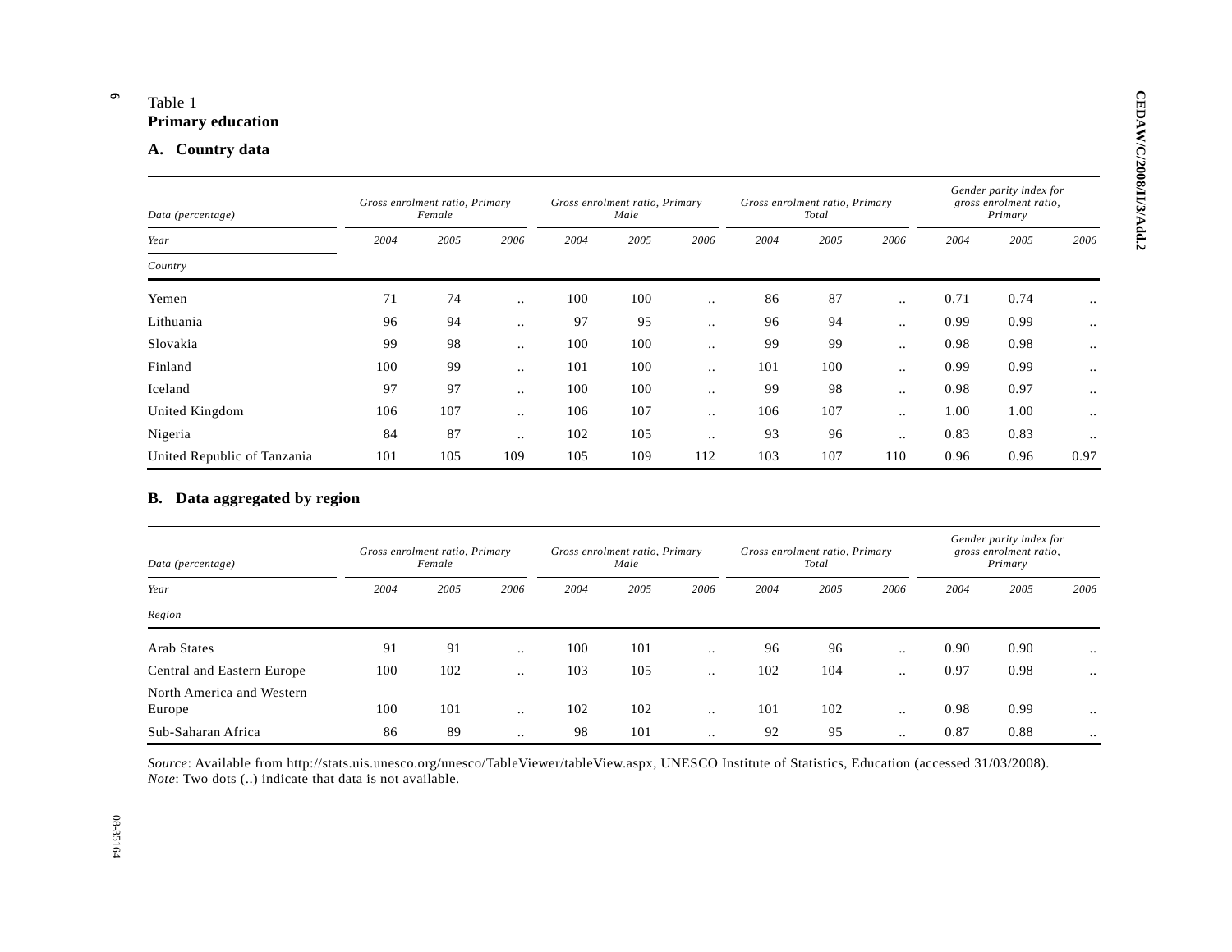Table 1
**Primary education**

### A. Country data

| *Data (percentage)* | *Gross enrolment ratio, Primary Female* | | | *Gross enrolment ratio, Primary Male* | | | *Gross enrolment ratio, Primary Total* | | | *Gender parity index for gross enrolment ratio, Primary* | | |
|---|---|---|---|---|---|---|---|---|---|---|---|---|
| *Year* | *2004* | *2005* | *2006* | *2004* | *2005* | *2006* | *2004* | *2005* | *2006* | *2004* | *2005* | *2006* |
| *Country* | | | | | | | | | | | | |
| Yemen | 71 | 74 | .. | 100 | 100 | .. | 86 | 87 | .. | 0.71 | 0.74 | .. |
| Lithuania | 96 | 94 | .. | 97 | 95 | .. | 96 | 94 | .. | 0.99 | 0.99 | .. |
| Slovakia | 99 | 98 | .. | 100 | 100 | .. | 99 | 99 | .. | 0.98 | 0.98 | .. |
| Finland | 100 | 99 | .. | 101 | 100 | .. | 101 | 100 | .. | 0.99 | 0.99 | .. |
| Iceland | 97 | 97 | .. | 100 | 100 | .. | 99 | 98 | .. | 0.98 | 0.97 | .. |
| United Kingdom | 106 | 107 | .. | 106 | 107 | .. | 106 | 107 | .. | 1.00 | 1.00 | .. |
| Nigeria | 84 | 87 | .. | 102 | 105 | .. | 93 | 96 | .. | 0.83 | 0.83 | .. |
| United Republic of Tanzania | 101 | 105 | 109 | 105 | 109 | 112 | 103 | 107 | 110 | 0.96 | 0.96 | 0.97 |

### B. Data aggregated by region

| *Data (percentage)* | *Gross enrolment ratio, Primary Female* | | | *Gross enrolment ratio, Primary Male* | | | *Gross enrolment ratio, Primary Total* | | | *Gender parity index for gross enrolment ratio, Primary* | | |
|---|---|---|---|---|---|---|---|---|---|---|---|---|
| *Year* | *2004* | *2005* | *2006* | *2004* | *2005* | *2006* | *2004* | *2005* | *2006* | *2004* | *2005* | *2006* |
| *Region* | | | | | | | | | | | | |
| Arab States | 91 | 91 | .. | 100 | 101 | .. | 96 | 96 | .. | 0.90 | 0.90 | .. |
| Central and Eastern Europe | 100 | 102 | .. | 103 | 105 | .. | 102 | 104 | .. | 0.97 | 0.98 | .. |
| North America and Western Europe | 100 | 101 | .. | 102 | 102 | .. | 101 | 102 | .. | 0.98 | 0.99 | .. |
| Sub-Saharan Africa | 86 | 89 | .. | 98 | 101 | .. | 92 | 95 | .. | 0.87 | 0.88 | .. |

*Source*: Available from http://stats.uis.unesco.org/unesco/TableViewer/tableView.aspx, UNESCO Institute of Statistics, Education (accessed 31/03/2008).
*Note*: Two dots (..) indicate that data is not available.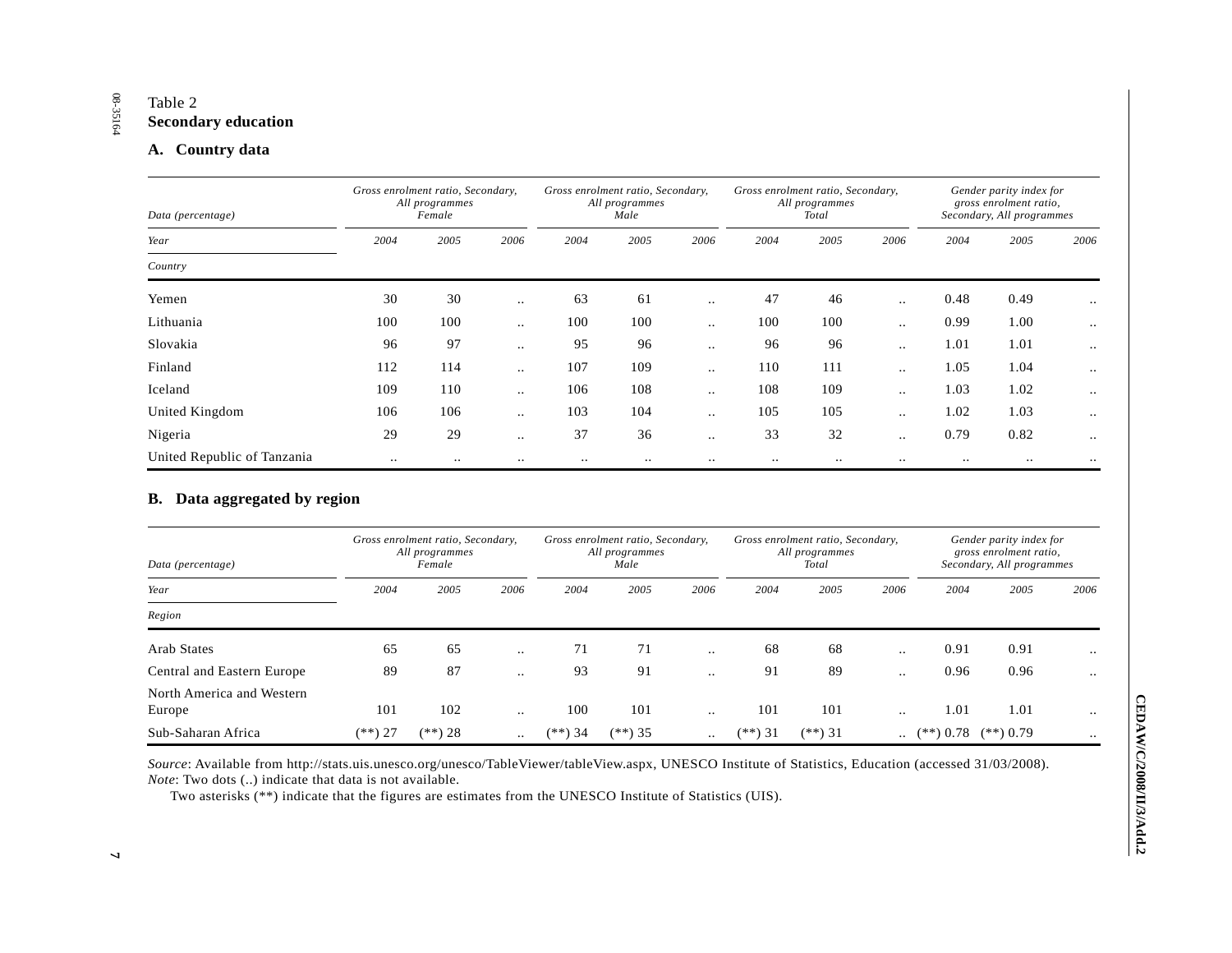Table 2

**Secondary education**

### A. Country data

| *Data (percentage)* | *Gross enrolment ratio, Secondary, All programmes Female* | | | *Gross enrolment ratio, Secondary, All programmes Male* | | | *Gross enrolment ratio, Secondary, All programmes Total* | | | *Gender parity index for gross enrolment ratio, Secondary, All programmes* | | |
|---|---|---|---|---|---|---|---|---|---|---|---|---|
| *Year* | *2004* | *2005* | *2006* | *2004* | *2005* | *2006* | *2004* | *2005* | *2006* | *2004* | *2005* | *2006* |
| *Country* | | | | | | | | | | | | |
| Yemen | 30 | 30 | .. | 63 | 61 | .. | 47 | 46 | .. | 0.48 | 0.49 | .. |
| Lithuania | 100 | 100 | .. | 100 | 100 | .. | 100 | 100 | .. | 0.99 | 1.00 | .. |
| Slovakia | 96 | 97 | .. | 95 | 96 | .. | 96 | 96 | .. | 1.01 | 1.01 | .. |
| Finland | 112 | 114 | .. | 107 | 109 | .. | 110 | 111 | .. | 1.05 | 1.04 | .. |
| Iceland | 109 | 110 | .. | 106 | 108 | .. | 108 | 109 | .. | 1.03 | 1.02 | .. |
| United Kingdom | 106 | 106 | .. | 103 | 104 | .. | 105 | 105 | .. | 1.02 | 1.03 | .. |
| Nigeria | 29 | 29 | .. | 37 | 36 | .. | 33 | 32 | .. | 0.79 | 0.82 | .. |
| United Republic of Tanzania | .. | .. | .. | .. | .. | .. | .. | .. | .. | .. | .. | .. |

### B. Data aggregated by region

| *Data (percentage)* | *Gross enrolment ratio, Secondary, All programmes Female* | | | *Gross enrolment ratio, Secondary, All programmes Male* | | | *Gross enrolment ratio, Secondary, All programmes Total* | | | *Gender parity index for gross enrolment ratio, Secondary, All programmes* | | |
|---|---|---|---|---|---|---|---|---|---|---|---|---|
| *Year* | *2004* | *2005* | *2006* | *2004* | *2005* | *2006* | *2004* | *2005* | *2006* | *2004* | *2005* | *2006* |
| *Region* | | | | | | | | | | | | |
| Arab States | 65 | 65 | .. | 71 | 71 | .. | 68 | 68 | .. | 0.91 | 0.91 | .. |
| Central and Eastern Europe | 89 | 87 | .. | 93 | 91 | .. | 91 | 89 | .. | 0.96 | 0.96 | .. |
| North America and Western Europe | 101 | 102 | .. | 100 | 101 | .. | 101 | 101 | .. | 1.01 | 1.01 | .. |
| Sub-Saharan Africa | (**) 27 | (**) 28 | .. | (**) 34 | (**) 35 | .. | (**) 31 | (**) 31 | .. | (**) 0.78 | (**) 0.79 | .. |

*Source*: Available from http://stats.uis.unesco.org/unesco/TableViewer/tableView.aspx, UNESCO Institute of Statistics, Education (accessed 31/03/2008).

*Note*: Two dots (..) indicate that data is not available.

Two asterisks (**) indicate that the figures are estimates from the UNESCO Institute of Statistics (UIS).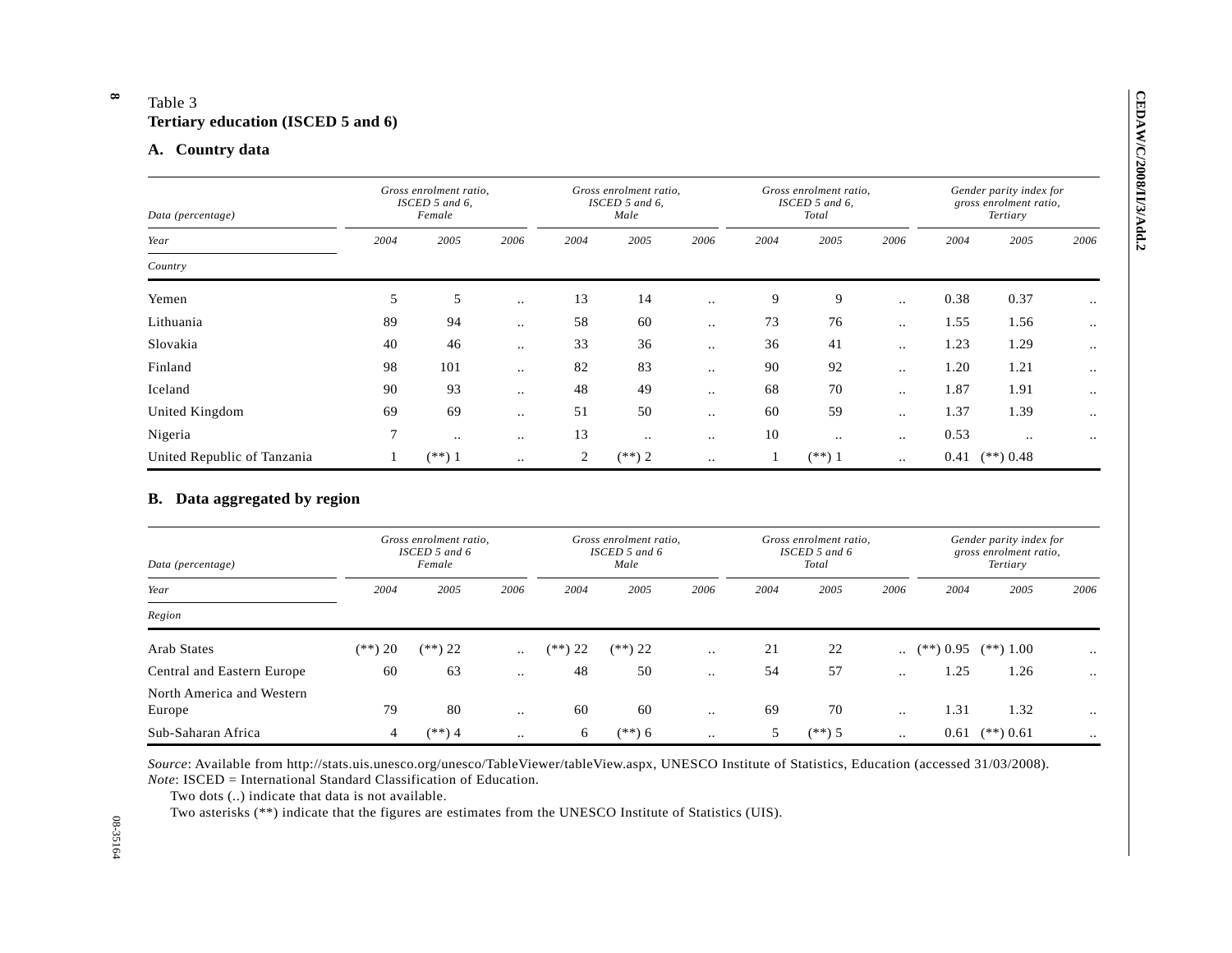Table 3
**Tertiary education (ISCED 5 and 6)**

## A. Country data

| *Data (percentage)* | *Gross enrolment ratio, ISCED 5 and 6, Female* | | | *Gross enrolment ratio, ISCED 5 and 6, Male* | | | *Gross enrolment ratio, ISCED 5 and 6, Total* | | | *Gender parity index for gross enrolment ratio, Tertiary* | | |
|---|---|---|---|---|---|---|---|---|---|---|---|---|
| *Year* | *2004* | *2005* | *2006* | *2004* | *2005* | *2006* | *2004* | *2005* | *2006* | *2004* | *2005* | *2006* |
| *Country* | | | | | | | | | | | | |
| Yemen | 5 | 5 | .. | 13 | 14 | .. | 9 | 9 | .. | 0.38 | 0.37 | .. |
| Lithuania | 89 | 94 | .. | 58 | 60 | .. | 73 | 76 | .. | 1.55 | 1.56 | .. |
| Slovakia | 40 | 46 | .. | 33 | 36 | .. | 36 | 41 | .. | 1.23 | 1.29 | .. |
| Finland | 98 | 101 | .. | 82 | 83 | .. | 90 | 92 | .. | 1.20 | 1.21 | .. |
| Iceland | 90 | 93 | .. | 48 | 49 | .. | 68 | 70 | .. | 1.87 | 1.91 | .. |
| United Kingdom | 69 | 69 | .. | 51 | 50 | .. | 60 | 59 | .. | 1.37 | 1.39 | .. |
| Nigeria | 7 | .. | .. | 13 | .. | .. | 10 | .. | .. | 0.53 | .. | .. |
| United Republic of Tanzania | 1 | (**) 1 | .. | 2 | (**) 2 | .. | 1 | (**) 1 | .. | 0.41 | (**) 0.48 | |

## B. Data aggregated by region

| *Data (percentage)* | *Gross enrolment ratio, ISCED 5 and 6 Female* | | | *Gross enrolment ratio, ISCED 5 and 6 Male* | | | *Gross enrolment ratio, ISCED 5 and 6 Total* | | | *Gender parity index for gross enrolment ratio, Tertiary* | | |
|---|---|---|---|---|---|---|---|---|---|---|---|---|
| *Year* | *2004* | *2005* | *2006* | *2004* | *2005* | *2006* | *2004* | *2005* | *2006* | *2004* | *2005* | *2006* |
| *Region* | | | | | | | | | | | | |
| Arab States | (**) 20 | (**) 22 | .. | (**) 22 | (**) 22 | .. | 21 | 22 | .. | (**) 0.95 | (**) 1.00 | .. |
| Central and Eastern Europe | 60 | 63 | .. | 48 | 50 | .. | 54 | 57 | .. | 1.25 | 1.26 | .. |
| North America and Western Europe | 79 | 80 | .. | 60 | 60 | .. | 69 | 70 | .. | 1.31 | 1.32 | .. |
| Sub-Saharan Africa | 4 | (**) 4 | .. | 6 | (**) 6 | .. | 5 | (**) 5 | .. | 0.61 | (**) 0.61 | .. |

*Source*: Available from http://stats.uis.unesco.org/unesco/TableViewer/tableView.aspx, UNESCO Institute of Statistics, Education (accessed 31/03/2008).
*Note*: ISCED = International Standard Classification of Education.
Two dots (..) indicate that data is not available.
Two asterisks (**) indicate that the figures are estimates from the UNESCO Institute of Statistics (UIS).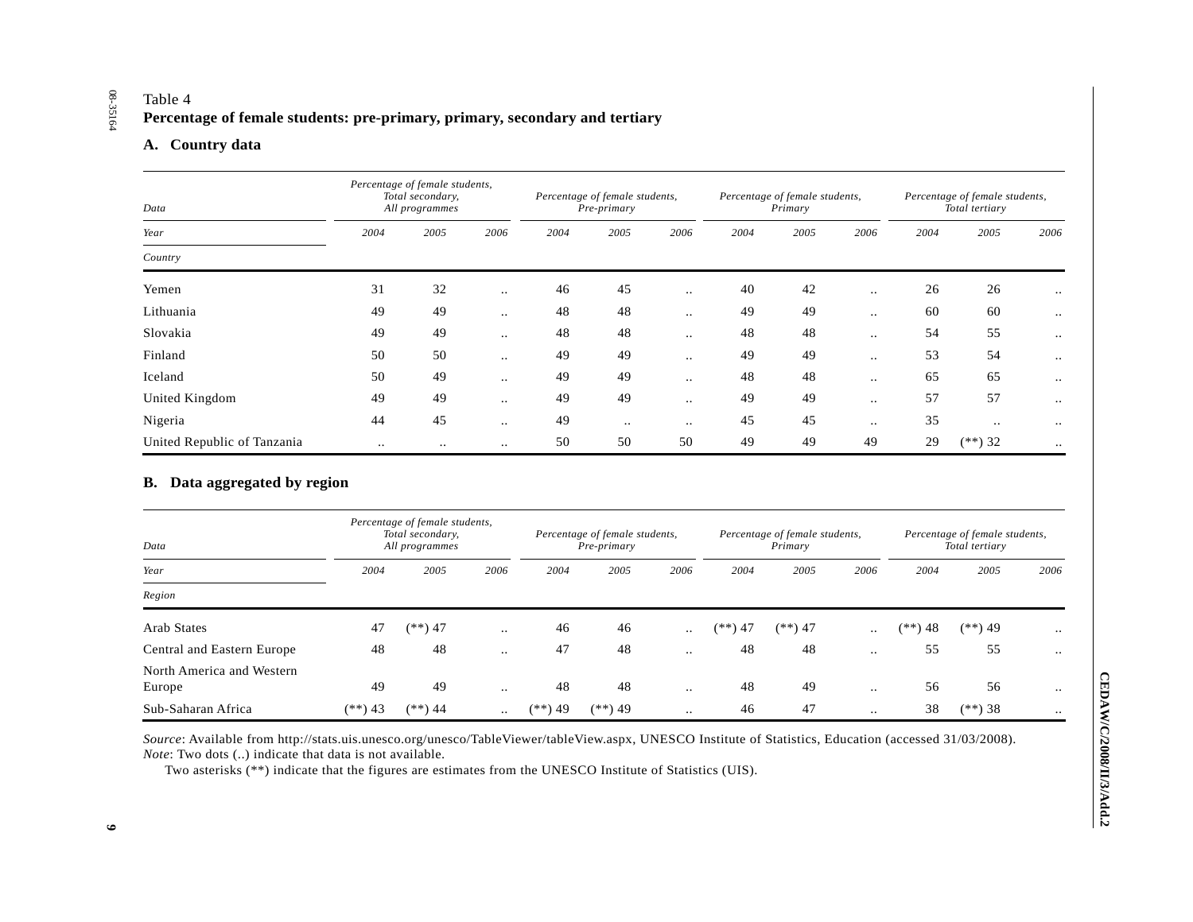Table 4

**Percentage of female students: pre-primary, primary, secondary and tertiary**

### A. Country data

| *Data* | *Percentage of female students, Total secondary, All programmes* | | | *Percentage of female students, Pre-primary* | | | *Percentage of female students, Primary* | | | *Percentage of female students, Total tertiary* | | |
|---|---|---|---|---|---|---|---|---|---|---|---|---|
| *Year* | *2004* | *2005* | *2006* | *2004* | *2005* | *2006* | *2004* | *2005* | *2006* | *2004* | *2005* | *2006* |
| *Country* | | | | | | | | | | | | |
| Yemen | 31 | 32 | .. | 46 | 45 | .. | 40 | 42 | .. | 26 | 26 | .. |
| Lithuania | 49 | 49 | .. | 48 | 48 | .. | 49 | 49 | .. | 60 | 60 | .. |
| Slovakia | 49 | 49 | .. | 48 | 48 | .. | 48 | 48 | .. | 54 | 55 | .. |
| Finland | 50 | 50 | .. | 49 | 49 | .. | 49 | 49 | .. | 53 | 54 | .. |
| Iceland | 50 | 49 | .. | 49 | 49 | .. | 48 | 48 | .. | 65 | 65 | .. |
| United Kingdom | 49 | 49 | .. | 49 | 49 | .. | 49 | 49 | .. | 57 | 57 | .. |
| Nigeria | 44 | 45 | .. | 49 | .. | .. | 45 | 45 | .. | 35 | .. | .. |
| United Republic of Tanzania | .. | .. | .. | 50 | 50 | 50 | 49 | 49 | 49 | 29 | (**) 32 | .. |

### B. Data aggregated by region

| *Data* | *Percentage of female students, Total secondary, All programmes* | | | *Percentage of female students, Pre-primary* | | | *Percentage of female students, Primary* | | | *Percentage of female students, Total tertiary* | | |
|---|---|---|---|---|---|---|---|---|---|---|---|---|
| *Year* | *2004* | *2005* | *2006* | *2004* | *2005* | *2006* | *2004* | *2005* | *2006* | *2004* | *2005* | *2006* |
| *Region* | | | | | | | | | | | | |
| Arab States | 47 | (**) 47 | .. | 46 | 46 | .. | (**) 47 | (**) 47 | .. | (**) 48 | (**) 49 | .. |
| Central and Eastern Europe | 48 | 48 | .. | 47 | 48 | .. | 48 | 48 | .. | 55 | 55 | .. |
| North America and Western Europe | 49 | 49 | .. | 48 | 48 | .. | 48 | 49 | .. | 56 | 56 | .. |
| Sub-Saharan Africa | (**) 43 | (**) 44 | .. | (**) 49 | (**) 49 | .. | 46 | 47 | .. | 38 | (**) 38 | .. |

*Source*: Available from http://stats.uis.unesco.org/unesco/TableViewer/tableView.aspx, UNESCO Institute of Statistics, Education (accessed 31/03/2008).

*Note*: Two dots (..) indicate that data is not available.

Two asterisks (**) indicate that the figures are estimates from the UNESCO Institute of Statistics (UIS).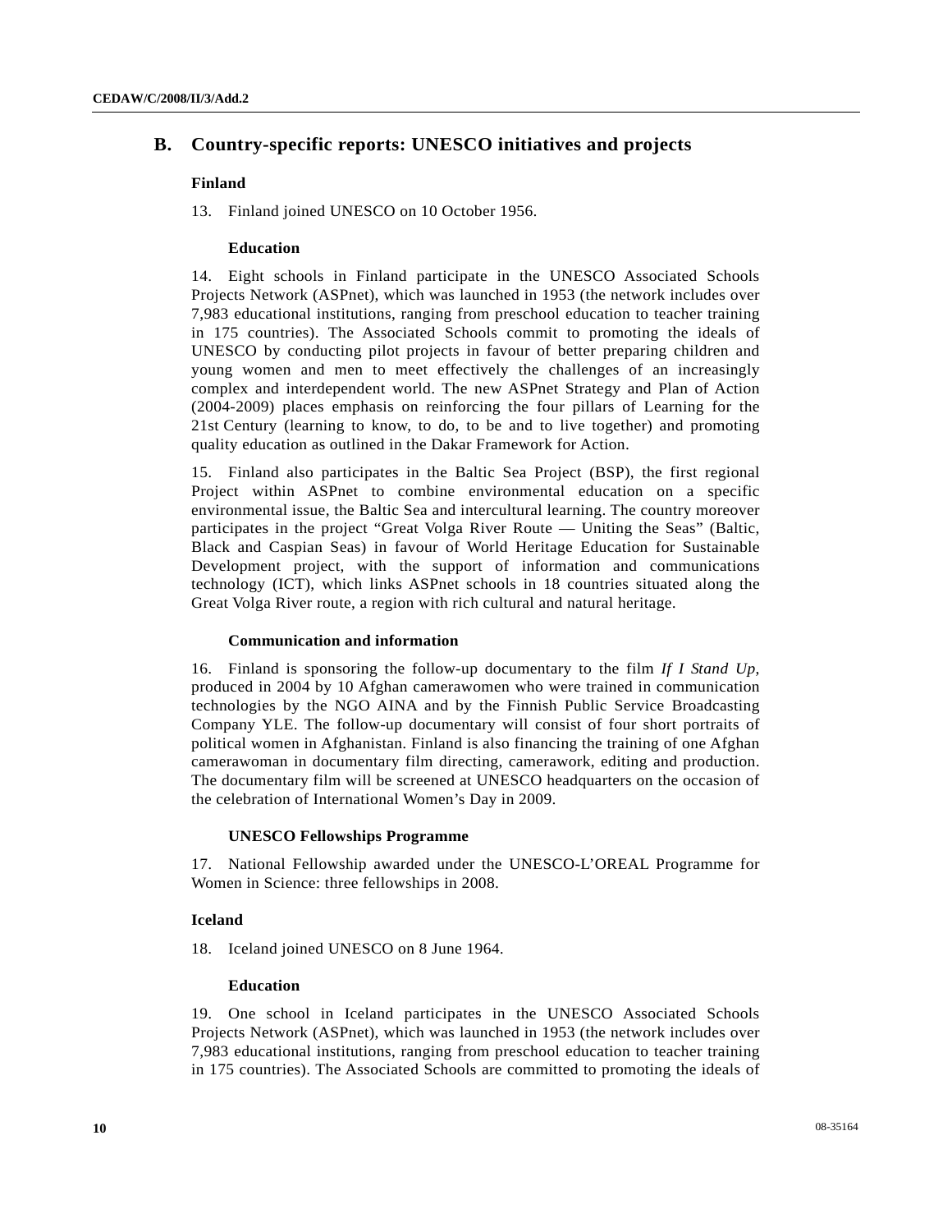## B. Country-specific reports: UNESCO initiatives and projects

### Finland

13. Finland joined UNESCO on 10 October 1956.

#### Education

14. Eight schools in Finland participate in the UNESCO Associated Schools Projects Network (ASPnet), which was launched in 1953 (the network includes over 7,983 educational institutions, ranging from preschool education to teacher training in 175 countries). The Associated Schools commit to promoting the ideals of UNESCO by conducting pilot projects in favour of better preparing children and young women and men to meet effectively the challenges of an increasingly complex and interdependent world. The new ASPnet Strategy and Plan of Action (2004-2009) places emphasis on reinforcing the four pillars of Learning for the 21st Century (learning to know, to do, to be and to live together) and promoting quality education as outlined in the Dakar Framework for Action.

15. Finland also participates in the Baltic Sea Project (BSP), the first regional Project within ASPnet to combine environmental education on a specific environmental issue, the Baltic Sea and intercultural learning. The country moreover participates in the project "Great Volga River Route — Uniting the Seas" (Baltic, Black and Caspian Seas) in favour of World Heritage Education for Sustainable Development project, with the support of information and communications technology (ICT), which links ASPnet schools in 18 countries situated along the Great Volga River route, a region with rich cultural and natural heritage.

#### Communication and information

16. Finland is sponsoring the follow-up documentary to the film *If I Stand Up*, produced in 2004 by 10 Afghan camerawomen who were trained in communication technologies by the NGO AINA and by the Finnish Public Service Broadcasting Company YLE. The follow-up documentary will consist of four short portraits of political women in Afghanistan. Finland is also financing the training of one Afghan camerawoman in documentary film directing, camerawork, editing and production. The documentary film will be screened at UNESCO headquarters on the occasion of the celebration of International Women's Day in 2009.

#### UNESCO Fellowships Programme

17. National Fellowship awarded under the UNESCO-L'OREAL Programme for Women in Science: three fellowships in 2008.

### Iceland

18. Iceland joined UNESCO on 8 June 1964.

#### Education

19. One school in Iceland participates in the UNESCO Associated Schools Projects Network (ASPnet), which was launched in 1953 (the network includes over 7,983 educational institutions, ranging from preschool education to teacher training in 175 countries). The Associated Schools are committed to promoting the ideals of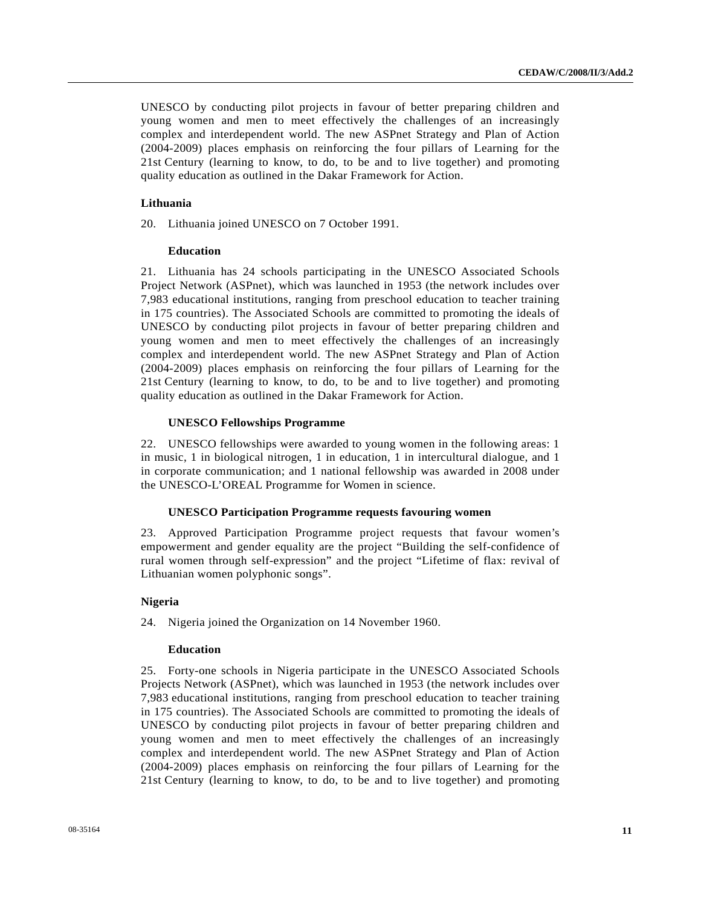UNESCO by conducting pilot projects in favour of better preparing children and young women and men to meet effectively the challenges of an increasingly complex and interdependent world. The new ASPnet Strategy and Plan of Action (2004-2009) places emphasis on reinforcing the four pillars of Learning for the 21st Century (learning to know, to do, to be and to live together) and promoting quality education as outlined in the Dakar Framework for Action.

### Lithuania

20. Lithuania joined UNESCO on 7 October 1991.

#### Education

21. Lithuania has 24 schools participating in the UNESCO Associated Schools Project Network (ASPnet), which was launched in 1953 (the network includes over 7,983 educational institutions, ranging from preschool education to teacher training in 175 countries). The Associated Schools are committed to promoting the ideals of UNESCO by conducting pilot projects in favour of better preparing children and young women and men to meet effectively the challenges of an increasingly complex and interdependent world. The new ASPnet Strategy and Plan of Action (2004-2009) places emphasis on reinforcing the four pillars of Learning for the 21st Century (learning to know, to do, to be and to live together) and promoting quality education as outlined in the Dakar Framework for Action.

#### UNESCO Fellowships Programme

22. UNESCO fellowships were awarded to young women in the following areas: 1 in music, 1 in biological nitrogen, 1 in education, 1 in intercultural dialogue, and 1 in corporate communication; and 1 national fellowship was awarded in 2008 under the UNESCO-L'OREAL Programme for Women in science.

#### UNESCO Participation Programme requests favouring women

23. Approved Participation Programme project requests that favour women's empowerment and gender equality are the project "Building the self-confidence of rural women through self-expression" and the project "Lifetime of flax: revival of Lithuanian women polyphonic songs".

### Nigeria

24. Nigeria joined the Organization on 14 November 1960.

#### Education

25. Forty-one schools in Nigeria participate in the UNESCO Associated Schools Projects Network (ASPnet), which was launched in 1953 (the network includes over 7,983 educational institutions, ranging from preschool education to teacher training in 175 countries). The Associated Schools are committed to promoting the ideals of UNESCO by conducting pilot projects in favour of better preparing children and young women and men to meet effectively the challenges of an increasingly complex and interdependent world. The new ASPnet Strategy and Plan of Action (2004-2009) places emphasis on reinforcing the four pillars of Learning for the 21st Century (learning to know, to do, to be and to live together) and promoting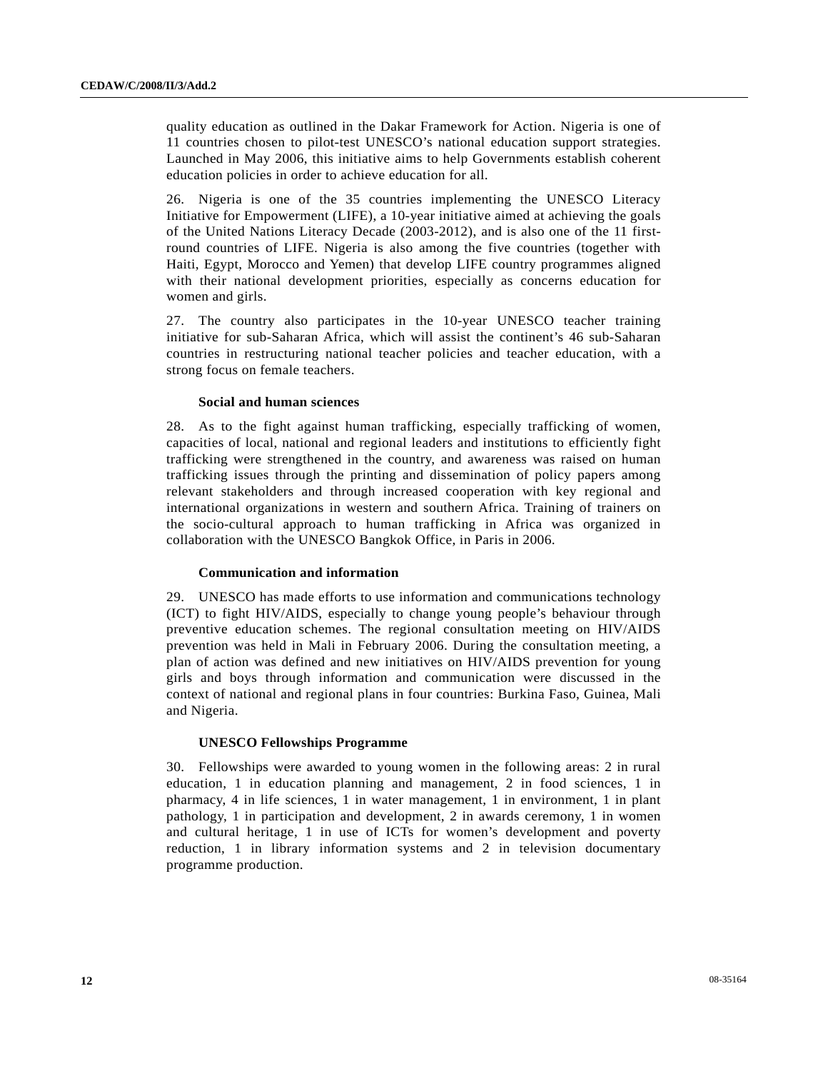quality education as outlined in the Dakar Framework for Action. Nigeria is one of 11 countries chosen to pilot-test UNESCO's national education support strategies. Launched in May 2006, this initiative aims to help Governments establish coherent education policies in order to achieve education for all.

26. Nigeria is one of the 35 countries implementing the UNESCO Literacy Initiative for Empowerment (LIFE), a 10-year initiative aimed at achieving the goals of the United Nations Literacy Decade (2003-2012), and is also one of the 11 first-round countries of LIFE. Nigeria is also among the five countries (together with Haiti, Egypt, Morocco and Yemen) that develop LIFE country programmes aligned with their national development priorities, especially as concerns education for women and girls.

27. The country also participates in the 10-year UNESCO teacher training initiative for sub-Saharan Africa, which will assist the continent's 46 sub-Saharan countries in restructuring national teacher policies and teacher education, with a strong focus on female teachers.

### Social and human sciences

28. As to the fight against human trafficking, especially trafficking of women, capacities of local, national and regional leaders and institutions to efficiently fight trafficking were strengthened in the country, and awareness was raised on human trafficking issues through the printing and dissemination of policy papers among relevant stakeholders and through increased cooperation with key regional and international organizations in western and southern Africa. Training of trainers on the socio-cultural approach to human trafficking in Africa was organized in collaboration with the UNESCO Bangkok Office, in Paris in 2006.

### Communication and information

29. UNESCO has made efforts to use information and communications technology (ICT) to fight HIV/AIDS, especially to change young people's behaviour through preventive education schemes. The regional consultation meeting on HIV/AIDS prevention was held in Mali in February 2006. During the consultation meeting, a plan of action was defined and new initiatives on HIV/AIDS prevention for young girls and boys through information and communication were discussed in the context of national and regional plans in four countries: Burkina Faso, Guinea, Mali and Nigeria.

### UNESCO Fellowships Programme

30. Fellowships were awarded to young women in the following areas: 2 in rural education, 1 in education planning and management, 2 in food sciences, 1 in pharmacy, 4 in life sciences, 1 in water management, 1 in environment, 1 in plant pathology, 1 in participation and development, 2 in awards ceremony, 1 in women and cultural heritage, 1 in use of ICTs for women's development and poverty reduction, 1 in library information systems and 2 in television documentary programme production.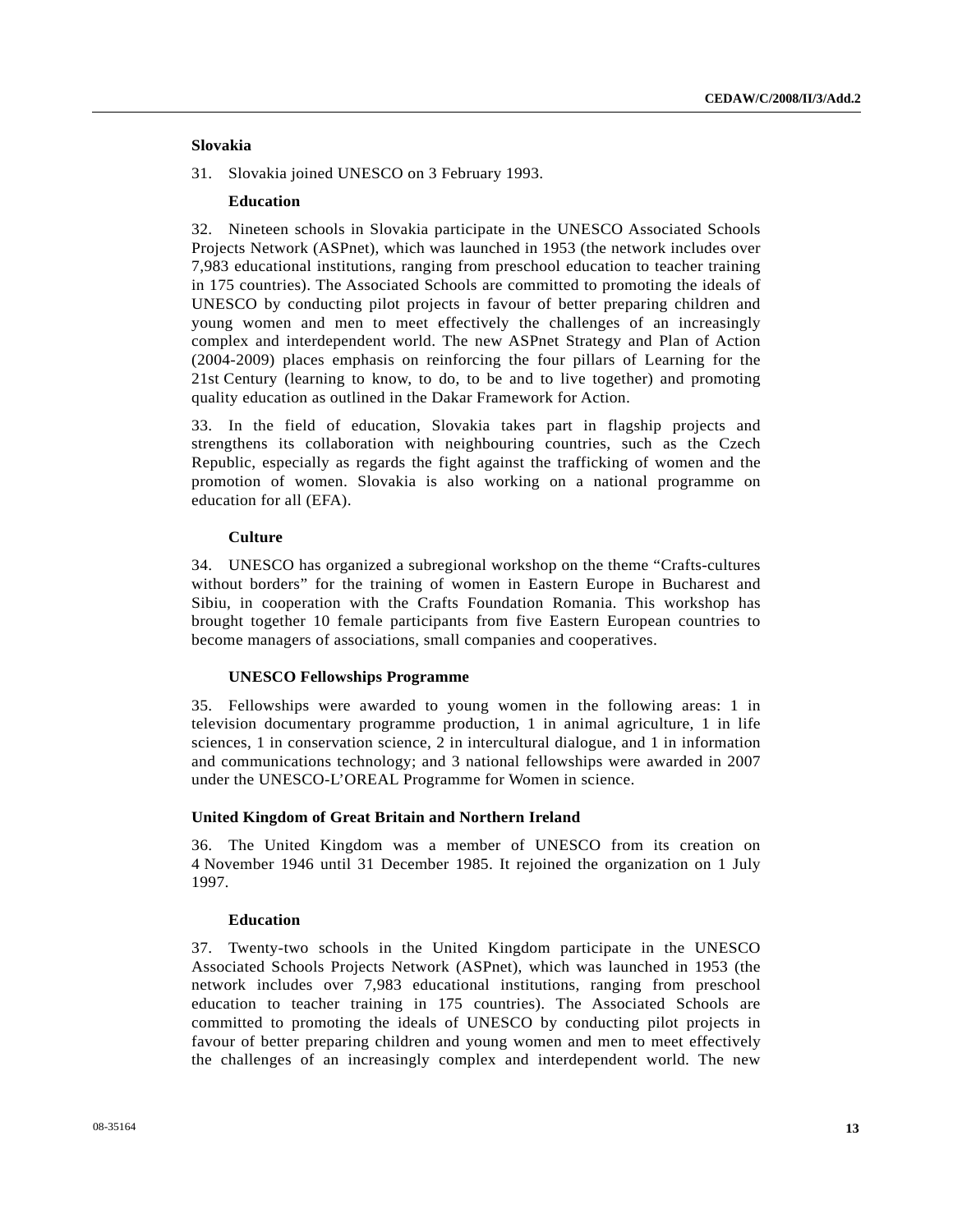## Slovakia

31. Slovakia joined UNESCO on 3 February 1993.

### Education

32. Nineteen schools in Slovakia participate in the UNESCO Associated Schools Projects Network (ASPnet), which was launched in 1953 (the network includes over 7,983 educational institutions, ranging from preschool education to teacher training in 175 countries). The Associated Schools are committed to promoting the ideals of UNESCO by conducting pilot projects in favour of better preparing children and young women and men to meet effectively the challenges of an increasingly complex and interdependent world. The new ASPnet Strategy and Plan of Action (2004-2009) places emphasis on reinforcing the four pillars of Learning for the 21st Century (learning to know, to do, to be and to live together) and promoting quality education as outlined in the Dakar Framework for Action.

33. In the field of education, Slovakia takes part in flagship projects and strengthens its collaboration with neighbouring countries, such as the Czech Republic, especially as regards the fight against the trafficking of women and the promotion of women. Slovakia is also working on a national programme on education for all (EFA).

### Culture

34. UNESCO has organized a subregional workshop on the theme "Crafts-cultures without borders" for the training of women in Eastern Europe in Bucharest and Sibiu, in cooperation with the Crafts Foundation Romania. This workshop has brought together 10 female participants from five Eastern European countries to become managers of associations, small companies and cooperatives.

### UNESCO Fellowships Programme

35. Fellowships were awarded to young women in the following areas: 1 in television documentary programme production, 1 in animal agriculture, 1 in life sciences, 1 in conservation science, 2 in intercultural dialogue, and 1 in information and communications technology; and 3 national fellowships were awarded in 2007 under the UNESCO-L'OREAL Programme for Women in science.

## United Kingdom of Great Britain and Northern Ireland

36. The United Kingdom was a member of UNESCO from its creation on 4 November 1946 until 31 December 1985. It rejoined the organization on 1 July 1997.

### Education

37. Twenty-two schools in the United Kingdom participate in the UNESCO Associated Schools Projects Network (ASPnet), which was launched in 1953 (the network includes over 7,983 educational institutions, ranging from preschool education to teacher training in 175 countries). The Associated Schools are committed to promoting the ideals of UNESCO by conducting pilot projects in favour of better preparing children and young women and men to meet effectively the challenges of an increasingly complex and interdependent world. The new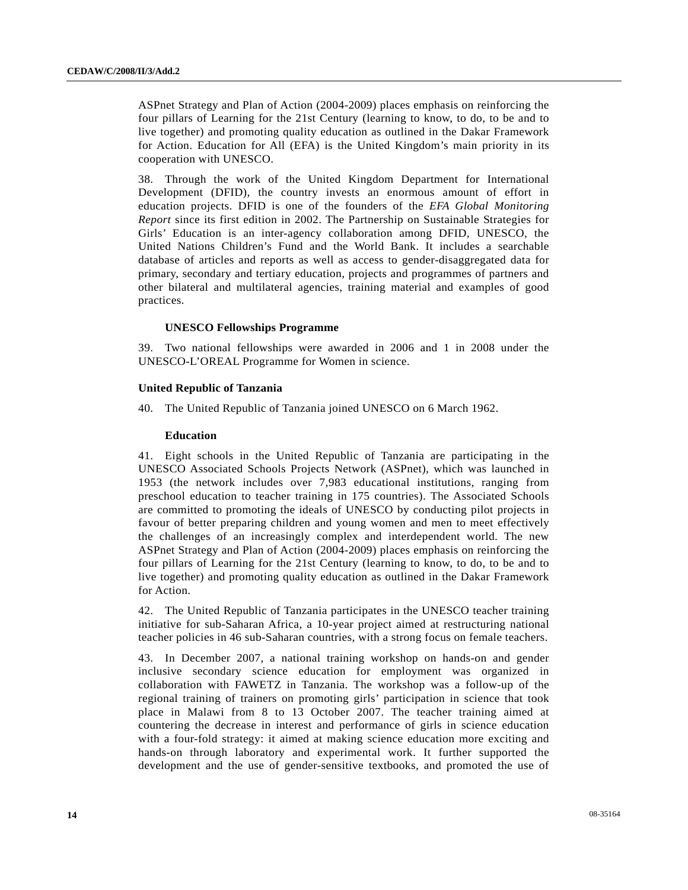ASPnet Strategy and Plan of Action (2004-2009) places emphasis on reinforcing the four pillars of Learning for the 21st Century (learning to know, to do, to be and to live together) and promoting quality education as outlined in the Dakar Framework for Action. Education for All (EFA) is the United Kingdom's main priority in its cooperation with UNESCO.

38. Through the work of the United Kingdom Department for International Development (DFID), the country invests an enormous amount of effort in education projects. DFID is one of the founders of the *EFA Global Monitoring Report* since its first edition in 2002. The Partnership on Sustainable Strategies for Girls' Education is an inter-agency collaboration among DFID, UNESCO, the United Nations Children's Fund and the World Bank. It includes a searchable database of articles and reports as well as access to gender-disaggregated data for primary, secondary and tertiary education, projects and programmes of partners and other bilateral and multilateral agencies, training material and examples of good practices.

#### UNESCO Fellowships Programme

39. Two national fellowships were awarded in 2006 and 1 in 2008 under the UNESCO-L'OREAL Programme for Women in science.

### United Republic of Tanzania

40. The United Republic of Tanzania joined UNESCO on 6 March 1962.

#### Education

41. Eight schools in the United Republic of Tanzania are participating in the UNESCO Associated Schools Projects Network (ASPnet), which was launched in 1953 (the network includes over 7,983 educational institutions, ranging from preschool education to teacher training in 175 countries). The Associated Schools are committed to promoting the ideals of UNESCO by conducting pilot projects in favour of better preparing children and young women and men to meet effectively the challenges of an increasingly complex and interdependent world. The new ASPnet Strategy and Plan of Action (2004-2009) places emphasis on reinforcing the four pillars of Learning for the 21st Century (learning to know, to do, to be and to live together) and promoting quality education as outlined in the Dakar Framework for Action.

42. The United Republic of Tanzania participates in the UNESCO teacher training initiative for sub-Saharan Africa, a 10-year project aimed at restructuring national teacher policies in 46 sub-Saharan countries, with a strong focus on female teachers.

43. In December 2007, a national training workshop on hands-on and gender inclusive secondary science education for employment was organized in collaboration with FAWETZ in Tanzania. The workshop was a follow-up of the regional training of trainers on promoting girls' participation in science that took place in Malawi from 8 to 13 October 2007. The teacher training aimed at countering the decrease in interest and performance of girls in science education with a four-fold strategy: it aimed at making science education more exciting and hands-on through laboratory and experimental work. It further supported the development and the use of gender-sensitive textbooks, and promoted the use of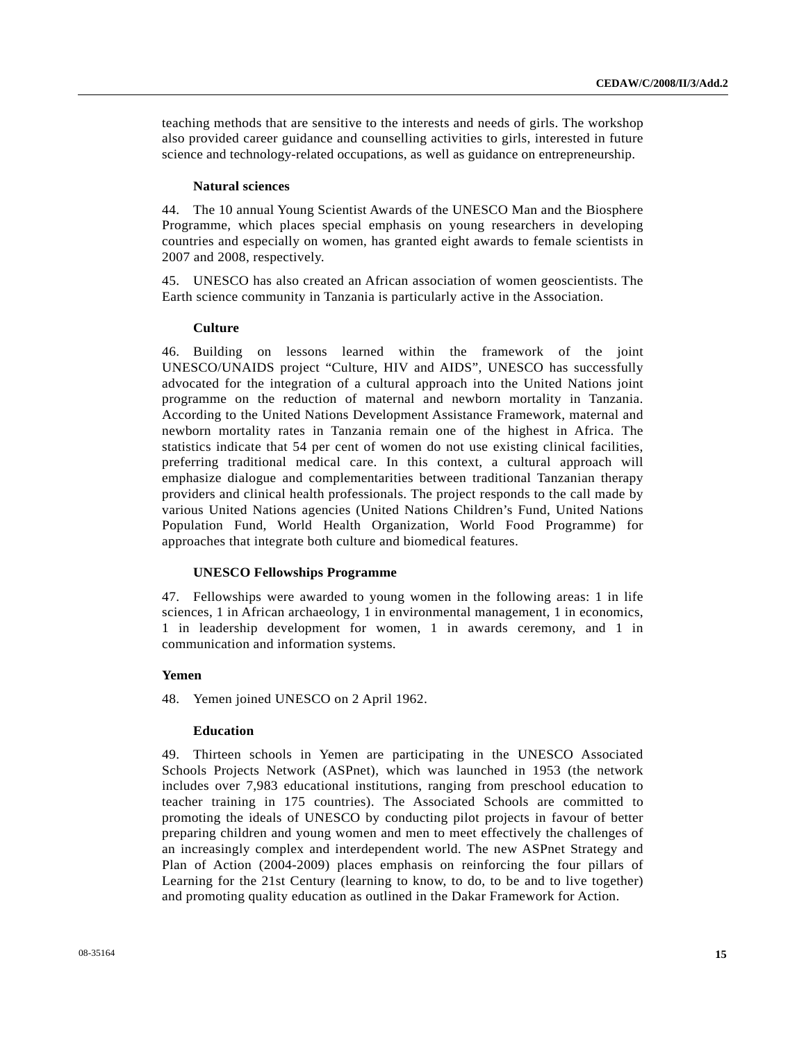teaching methods that are sensitive to the interests and needs of girls. The workshop also provided career guidance and counselling activities to girls, interested in future science and technology-related occupations, as well as guidance on entrepreneurship.

#### Natural sciences

44. The 10 annual Young Scientist Awards of the UNESCO Man and the Biosphere Programme, which places special emphasis on young researchers in developing countries and especially on women, has granted eight awards to female scientists in 2007 and 2008, respectively.

45. UNESCO has also created an African association of women geoscientists. The Earth science community in Tanzania is particularly active in the Association.

#### Culture

46. Building on lessons learned within the framework of the joint UNESCO/UNAIDS project "Culture, HIV and AIDS", UNESCO has successfully advocated for the integration of a cultural approach into the United Nations joint programme on the reduction of maternal and newborn mortality in Tanzania. According to the United Nations Development Assistance Framework, maternal and newborn mortality rates in Tanzania remain one of the highest in Africa. The statistics indicate that 54 per cent of women do not use existing clinical facilities, preferring traditional medical care. In this context, a cultural approach will emphasize dialogue and complementarities between traditional Tanzanian therapy providers and clinical health professionals. The project responds to the call made by various United Nations agencies (United Nations Children's Fund, United Nations Population Fund, World Health Organization, World Food Programme) for approaches that integrate both culture and biomedical features.

#### UNESCO Fellowships Programme

47. Fellowships were awarded to young women in the following areas: 1 in life sciences, 1 in African archaeology, 1 in environmental management, 1 in economics, 1 in leadership development for women, 1 in awards ceremony, and 1 in communication and information systems.

### Yemen

48. Yemen joined UNESCO on 2 April 1962.

#### Education

49. Thirteen schools in Yemen are participating in the UNESCO Associated Schools Projects Network (ASPnet), which was launched in 1953 (the network includes over 7,983 educational institutions, ranging from preschool education to teacher training in 175 countries). The Associated Schools are committed to promoting the ideals of UNESCO by conducting pilot projects in favour of better preparing children and young women and men to meet effectively the challenges of an increasingly complex and interdependent world. The new ASPnet Strategy and Plan of Action (2004-2009) places emphasis on reinforcing the four pillars of Learning for the 21st Century (learning to know, to do, to be and to live together) and promoting quality education as outlined in the Dakar Framework for Action.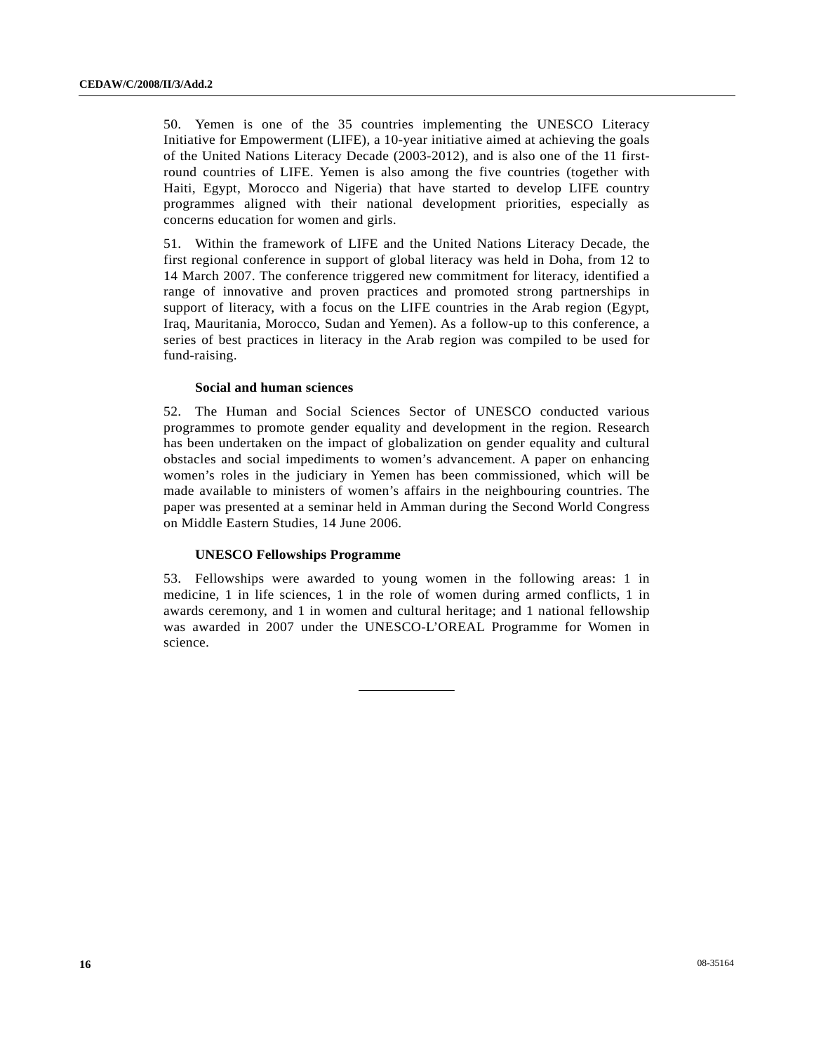50. Yemen is one of the 35 countries implementing the UNESCO Literacy Initiative for Empowerment (LIFE), a 10-year initiative aimed at achieving the goals of the United Nations Literacy Decade (2003-2012), and is also one of the 11 first-round countries of LIFE. Yemen is also among the five countries (together with Haiti, Egypt, Morocco and Nigeria) that have started to develop LIFE country programmes aligned with their national development priorities, especially as concerns education for women and girls.

51. Within the framework of LIFE and the United Nations Literacy Decade, the first regional conference in support of global literacy was held in Doha, from 12 to 14 March 2007. The conference triggered new commitment for literacy, identified a range of innovative and proven practices and promoted strong partnerships in support of literacy, with a focus on the LIFE countries in the Arab region (Egypt, Iraq, Mauritania, Morocco, Sudan and Yemen). As a follow-up to this conference, a series of best practices in literacy in the Arab region was compiled to be used for fund-raising.

### Social and human sciences

52. The Human and Social Sciences Sector of UNESCO conducted various programmes to promote gender equality and development in the region. Research has been undertaken on the impact of globalization on gender equality and cultural obstacles and social impediments to women's advancement. A paper on enhancing women's roles in the judiciary in Yemen has been commissioned, which will be made available to ministers of women's affairs in the neighbouring countries. The paper was presented at a seminar held in Amman during the Second World Congress on Middle Eastern Studies, 14 June 2006.

### UNESCO Fellowships Programme

53. Fellowships were awarded to young women in the following areas: 1 in medicine, 1 in life sciences, 1 in the role of women during armed conflicts, 1 in awards ceremony, and 1 in women and cultural heritage; and 1 national fellowship was awarded in 2007 under the UNESCO-L'OREAL Programme for Women in science.